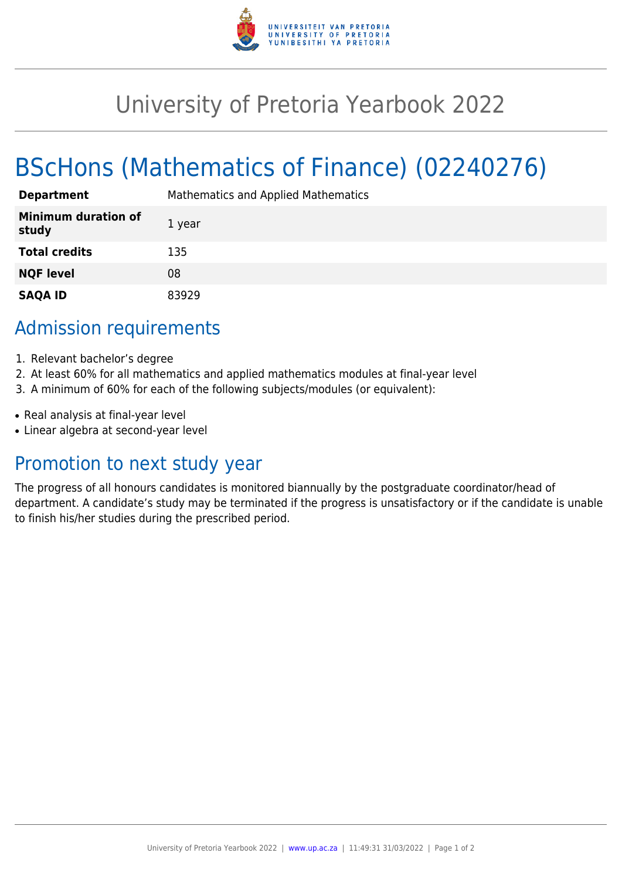# University of Pretoria Yearbook 2022

## BScHons (Mathematics of Finance) (02240276)

| | |
|---|---|
| **Department** | Mathematics and Applied Mathematics |
| **Minimum duration of study** | 1 year |
| **Total credits** | 135 |
| **NQF level** | 08 |
| **SAQA ID** | 83929 |

### Admission requirements

1. Relevant bachelor's degree
2. At least 60% for all mathematics and applied mathematics modules at final-year level
3. A minimum of 60% for each of the following subjects/modules (or equivalent):

- Real analysis at final-year level
- Linear algebra at second-year level

### Promotion to next study year

The progress of all honours candidates is monitored biannually by the postgraduate coordinator/head of department. A candidate's study may be terminated if the progress is unsatisfactory or if the candidate is unable to finish his/her studies during the prescribed period.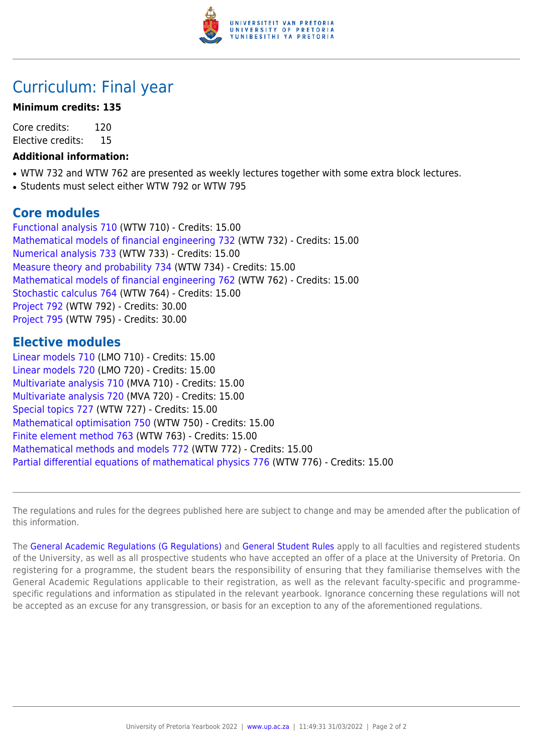# Curriculum: Final year

**Minimum credits: 135**

Core credits: 120
Elective credits: 15

**Additional information:**

- WTW 732 and WTW 762 are presented as weekly lectures together with some extra block lectures.
- Students must select either WTW 792 or WTW 795

## Core modules

Functional analysis 710 (WTW 710) - Credits: 15.00
Mathematical models of financial engineering 732 (WTW 732) - Credits: 15.00
Numerical analysis 733 (WTW 733) - Credits: 15.00
Measure theory and probability 734 (WTW 734) - Credits: 15.00
Mathematical models of financial engineering 762 (WTW 762) - Credits: 15.00
Stochastic calculus 764 (WTW 764) - Credits: 15.00
Project 792 (WTW 792) - Credits: 30.00
Project 795 (WTW 795) - Credits: 30.00

## Elective modules

Linear models 710 (LMO 710) - Credits: 15.00
Linear models 720 (LMO 720) - Credits: 15.00
Multivariate analysis 710 (MVA 710) - Credits: 15.00
Multivariate analysis 720 (MVA 720) - Credits: 15.00
Special topics 727 (WTW 727) - Credits: 15.00
Mathematical optimisation 750 (WTW 750) - Credits: 15.00
Finite element method 763 (WTW 763) - Credits: 15.00
Mathematical methods and models 772 (WTW 772) - Credits: 15.00
Partial differential equations of mathematical physics 776 (WTW 776) - Credits: 15.00

The regulations and rules for the degrees published here are subject to change and may be amended after the publication of this information.

The General Academic Regulations (G Regulations) and General Student Rules apply to all faculties and registered students of the University, as well as all prospective students who have accepted an offer of a place at the University of Pretoria. On registering for a programme, the student bears the responsibility of ensuring that they familiarise themselves with the General Academic Regulations applicable to their registration, as well as the relevant faculty-specific and programme-specific regulations and information as stipulated in the relevant yearbook. Ignorance concerning these regulations will not be accepted as an excuse for any transgression, or basis for an exception to any of the aforementioned regulations.